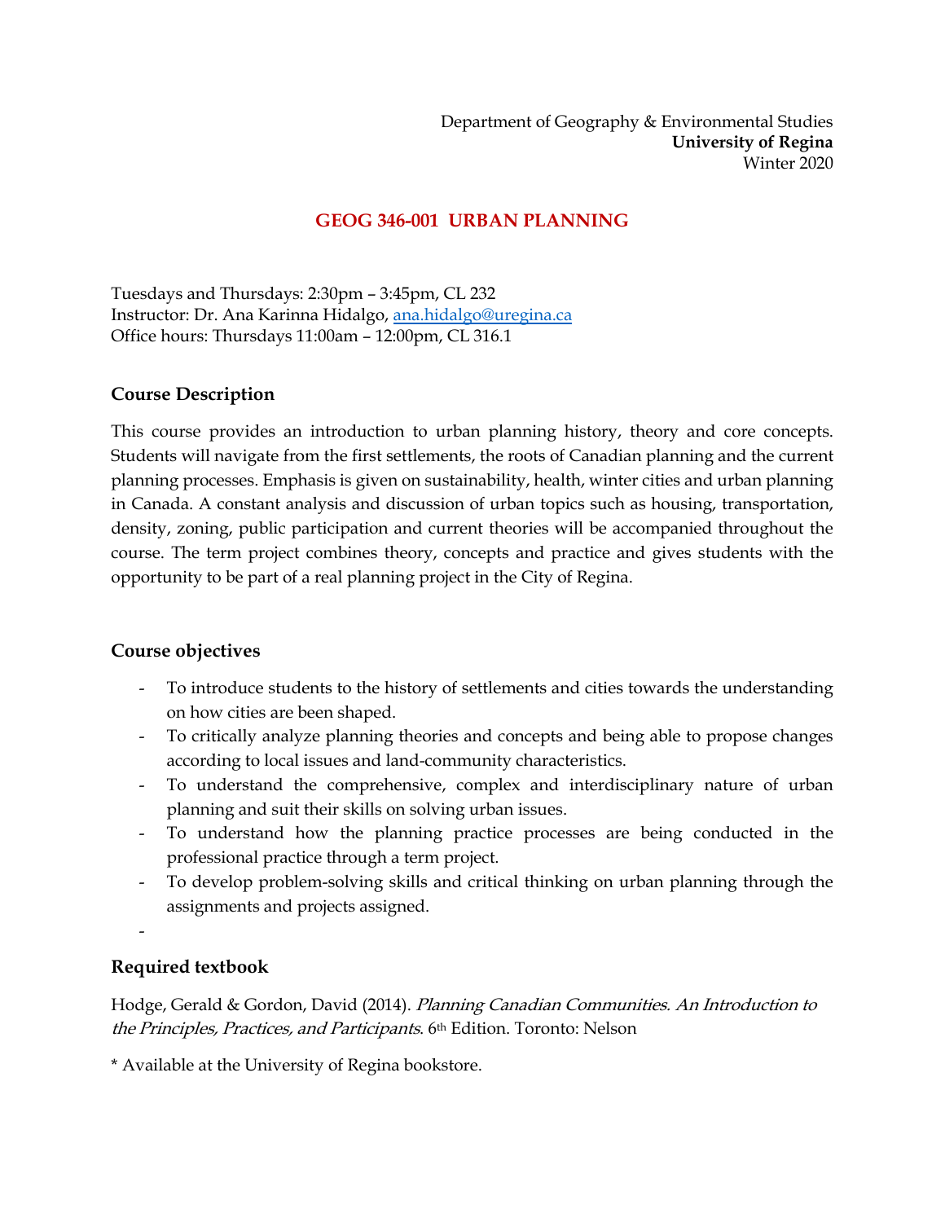Department of Geography & Environmental Studies
**University of Regina**
Winter 2020

# GEOG 346-001 URBAN PLANNING

Tuesdays and Thursdays: 2:30pm – 3:45pm, CL 232
Instructor: Dr. Ana Karinna Hidalgo, ana.hidalgo@uregina.ca
Office hours: Thursdays 11:00am – 12:00pm, CL 316.1

## Course Description

This course provides an introduction to urban planning history, theory and core concepts. Students will navigate from the first settlements, the roots of Canadian planning and the current planning processes. Emphasis is given on sustainability, health, winter cities and urban planning in Canada. A constant analysis and discussion of urban topics such as housing, transportation, density, zoning, public participation and current theories will be accompanied throughout the course. The term project combines theory, concepts and practice and gives students with the opportunity to be part of a real planning project in the City of Regina.

## Course objectives

- To introduce students to the history of settlements and cities towards the understanding on how cities are been shaped.
- To critically analyze planning theories and concepts and being able to propose changes according to local issues and land-community characteristics.
- To understand the comprehensive, complex and interdisciplinary nature of urban planning and suit their skills on solving urban issues.
- To understand how the planning practice processes are being conducted in the professional practice through a term project.
- To develop problem-solving skills and critical thinking on urban planning through the assignments and projects assigned.
-

## Required textbook

Hodge, Gerald & Gordon, David (2014). *Planning Canadian Communities. An Introduction to the Principles, Practices, and Participants*. 6th Edition. Toronto: Nelson

* Available at the University of Regina bookstore.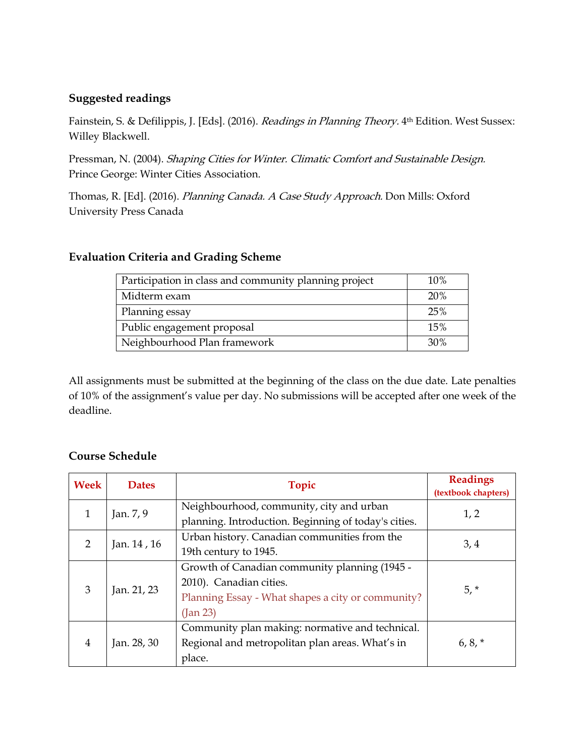### Suggested readings

Fainstein, S. & Defilippis, J. [Eds]. (2016). *Readings in Planning Theory.* 4th Edition. West Sussex: Willey Blackwell.

Pressman, N. (2004). *Shaping Cities for Winter. Climatic Comfort and Sustainable Design.* Prince George: Winter Cities Association.

Thomas, R. [Ed]. (2016). *Planning Canada. A Case Study Approach.* Don Mills: Oxford University Press Canada

### Evaluation Criteria and Grading Scheme

| | |
|---|---|
| Participation in class and community planning project | 10% |
| Midterm exam | 20% |
| Planning essay | 25% |
| Public engagement proposal | 15% |
| Neighbourhood Plan framework | 30% |

All assignments must be submitted at the beginning of the class on the due date. Late penalties of 10% of the assignment's value per day. No submissions will be accepted after one week of the deadline.

### Course Schedule

| Week | Dates | Topic | Readings (textbook chapters) |
|---|---|---|---|
| 1 | Jan. 7, 9 | Neighbourhood, community, city and urban planning. Introduction. Beginning of today's cities. | 1, 2 |
| 2 | Jan. 14 , 16 | Urban history. Canadian communities from the 19th century to 1945. | 3, 4 |
| 3 | Jan. 21, 23 | Growth of Canadian community planning (1945 - 2010). Canadian cities. Planning Essay - What shapes a city or community? (Jan 23) | 5, * |
| 4 | Jan. 28, 30 | Community plan making: normative and technical. Regional and metropolitan plan areas. What's in place. | 6, 8, * |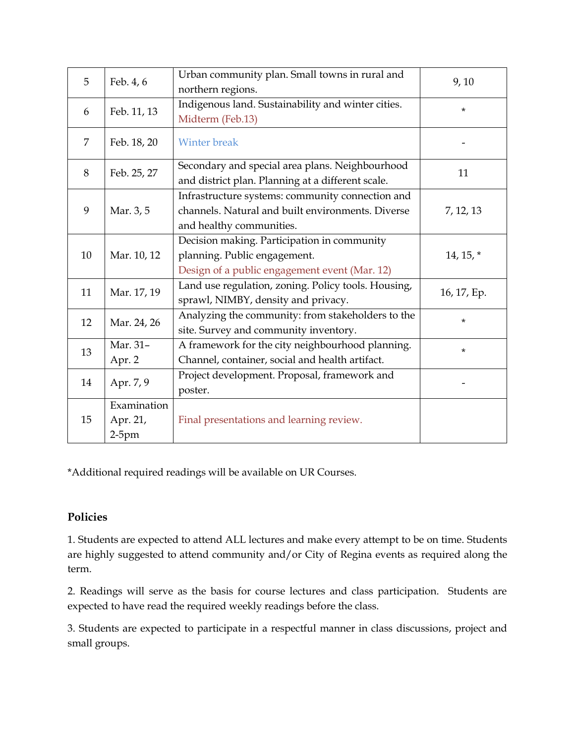| 5 | Feb. 4, 6 | Urban community plan. Small towns in rural and northern regions. | 9, 10 |
|---|---|---|---|
| 6 | Feb. 11, 13 | Indigenous land. Sustainability and winter cities. Midterm (Feb.13) | * |
| 7 | Feb. 18, 20 | Winter break | - |
| 8 | Feb. 25, 27 | Secondary and special area plans. Neighbourhood and district plan. Planning at a different scale. | 11 |
| 9 | Mar. 3, 5 | Infrastructure systems: community connection and channels. Natural and built environments. Diverse and healthy communities. | 7, 12, 13 |
| 10 | Mar. 10, 12 | Decision making. Participation in community planning. Public engagement. Design of a public engagement event (Mar. 12) | 14, 15, * |
| 11 | Mar. 17, 19 | Land use regulation, zoning. Policy tools. Housing, sprawl, NIMBY, density and privacy. | 16, 17, Ep. |
| 12 | Mar. 24, 26 | Analyzing the community: from stakeholders to the site. Survey and community inventory. | * |
| 13 | Mar. 31–Apr. 2 | A framework for the city neighbourhood planning. Channel, container, social and health artifact. | * |
| 14 | Apr. 7, 9 | Project development. Proposal, framework and poster. | - |
| 15 | Examination Apr. 21, 2-5pm | Final presentations and learning review. | |

*Additional required readings will be available on UR Courses.

**Policies**

1. Students are expected to attend ALL lectures and make every attempt to be on time. Students are highly suggested to attend community and/or City of Regina events as required along the term.

2. Readings will serve as the basis for course lectures and class participation. Students are expected to have read the required weekly readings before the class.

3. Students are expected to participate in a respectful manner in class discussions, project and small groups.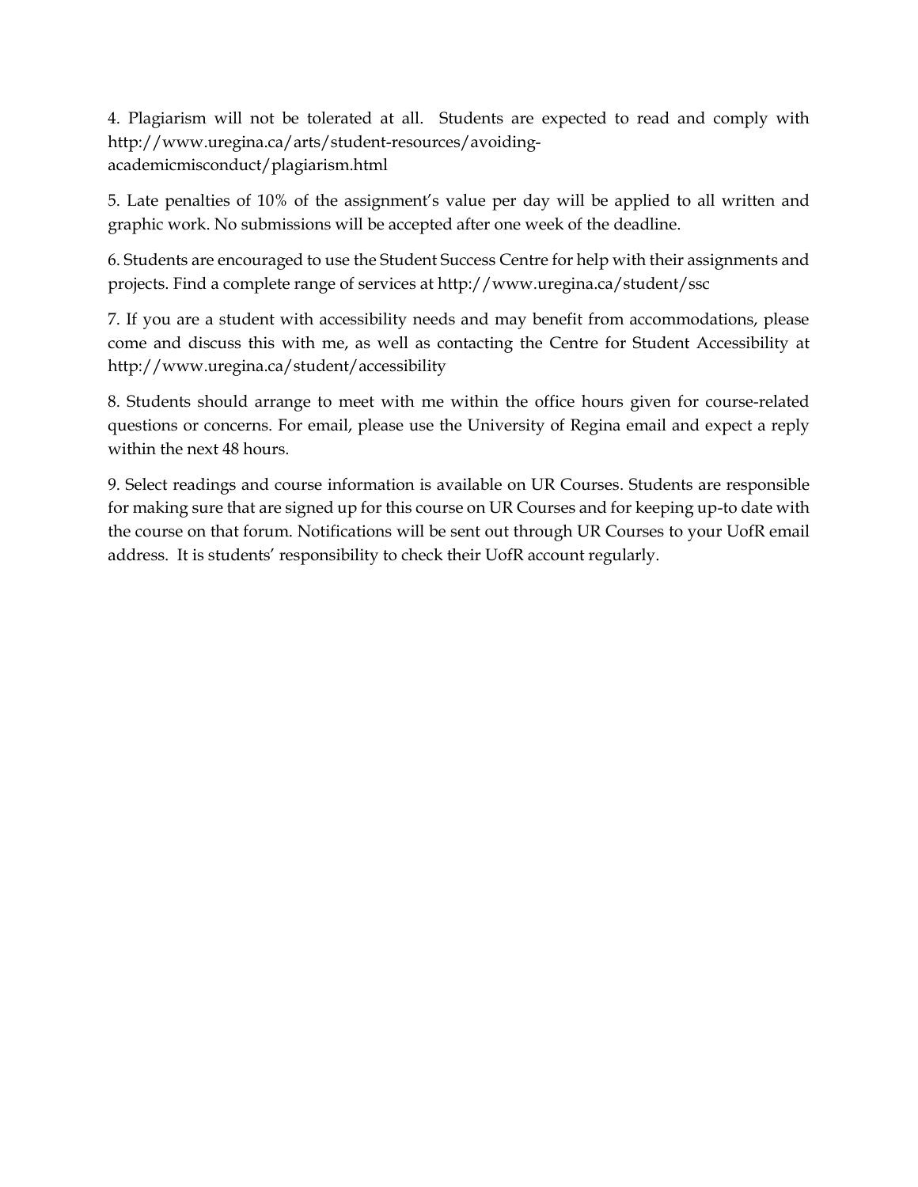4. Plagiarism will not be tolerated at all. Students are expected to read and comply with http://www.uregina.ca/arts/student-resources/avoiding-academicmisconduct/plagiarism.html

5. Late penalties of 10% of the assignment's value per day will be applied to all written and graphic work. No submissions will be accepted after one week of the deadline.

6. Students are encouraged to use the Student Success Centre for help with their assignments and projects. Find a complete range of services at http://www.uregina.ca/student/ssc

7. If you are a student with accessibility needs and may benefit from accommodations, please come and discuss this with me, as well as contacting the Centre for Student Accessibility at http://www.uregina.ca/student/accessibility

8. Students should arrange to meet with me within the office hours given for course-related questions or concerns. For email, please use the University of Regina email and expect a reply within the next 48 hours.

9. Select readings and course information is available on UR Courses. Students are responsible for making sure that are signed up for this course on UR Courses and for keeping up-to date with the course on that forum. Notifications will be sent out through UR Courses to your UofR email address. It is students' responsibility to check their UofR account regularly.